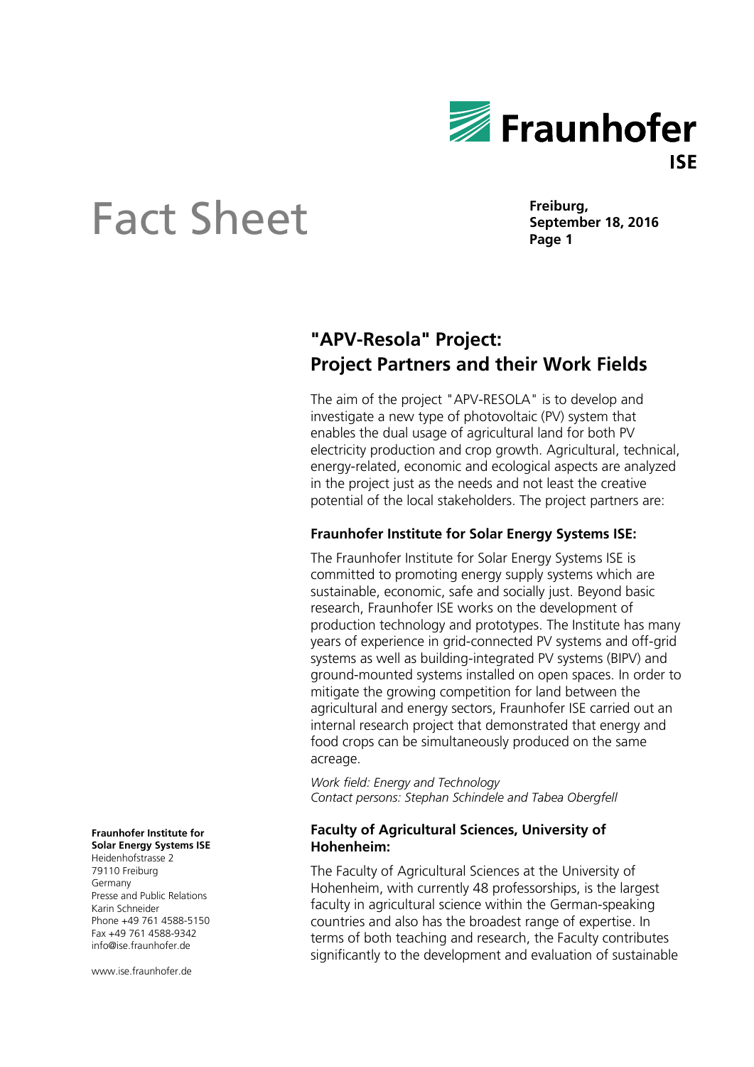# Fact Sheet

**Freiburg,**
**September 18, 2016**

## "APV-Resola" Project: Project Partners and their Work Fields

The aim of the project "APV-RESOLA" is to develop and investigate a new type of photovoltaic (PV) system that enables the dual usage of agricultural land for both PV electricity production and crop growth. Agricultural, technical, energy-related, economic and ecological aspects are analyzed in the project just as the needs and not least the creative potential of the local stakeholders. The project partners are:

### Fraunhofer Institute for Solar Energy Systems ISE:

The Fraunhofer Institute for Solar Energy Systems ISE is committed to promoting energy supply systems which are sustainable, economic, safe and socially just. Beyond basic research, Fraunhofer ISE works on the development of production technology and prototypes. The Institute has many years of experience in grid-connected PV systems and off-grid systems as well as building-integrated PV systems (BIPV) and ground-mounted systems installed on open spaces. In order to mitigate the growing competition for land between the agricultural and energy sectors, Fraunhofer ISE carried out an internal research project that demonstrated that energy and food crops can be simultaneously produced on the same acreage.

*Work field: Energy and Technology*
*Contact persons: Stephan Schindele and Tabea Obergfell*

### Faculty of Agricultural Sciences, University of Hohenheim:

The Faculty of Agricultural Sciences at the University of Hohenheim, with currently 48 professorships, is the largest faculty in agricultural science within the German-speaking countries and also has the broadest range of expertise. In terms of both teaching and research, the Faculty contributes significantly to the development and evaluation of sustainable

**Fraunhofer Institute for Solar Energy Systems ISE**
Heidenhofstrasse 2
79110 Freiburg
Germany
Presse and Public Relations
Karin Schneider
Phone +49 761 4588-5150
Fax +49 761 4588-9342
info@ise.fraunhofer.de

www.ise.fraunhofer.de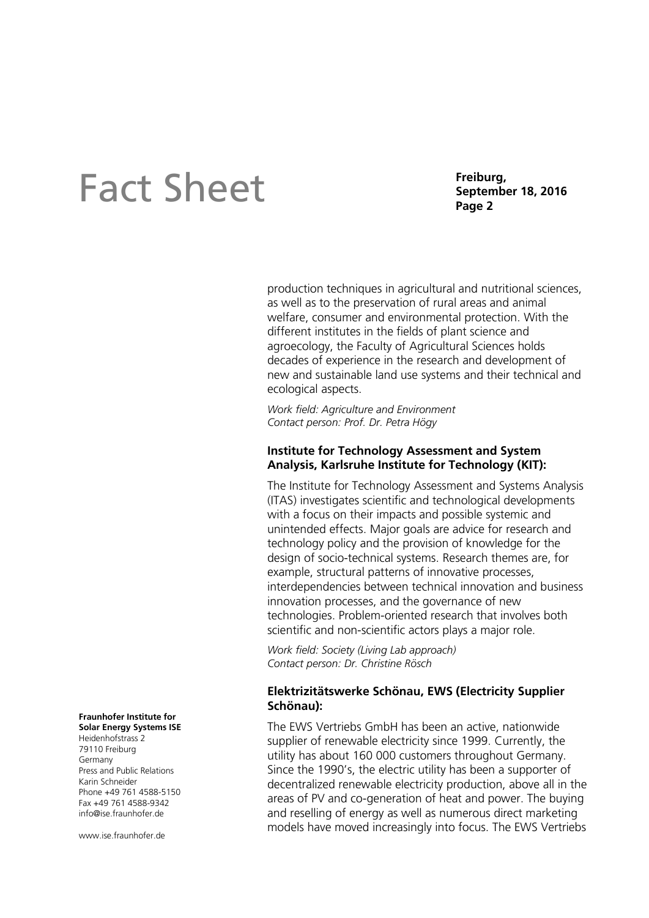production techniques in agricultural and nutritional sciences, as well as to the preservation of rural areas and animal welfare, consumer and environmental protection. With the different institutes in the fields of plant science and agroecology, the Faculty of Agricultural Sciences holds decades of experience in the research and development of new and sustainable land use systems and their technical and ecological aspects.

*Work field: Agriculture and Environment*
*Contact person: Prof. Dr. Petra Högy*

**Institute for Technology Assessment and System Analysis, Karlsruhe Institute for Technology (KIT):**

The Institute for Technology Assessment and Systems Analysis (ITAS) investigates scientific and technological developments with a focus on their impacts and possible systemic and unintended effects. Major goals are advice for research and technology policy and the provision of knowledge for the design of socio-technical systems. Research themes are, for example, structural patterns of innovative processes, interdependencies between technical innovation and business innovation processes, and the governance of new technologies. Problem-oriented research that involves both scientific and non-scientific actors plays a major role.

*Work field: Society (Living Lab approach)*
*Contact person: Dr. Christine Rösch*

**Elektrizitätswerke Schönau, EWS (Electricity Supplier Schönau):**

The EWS Vertriebs GmbH has been an active, nationwide supplier of renewable electricity since 1999. Currently, the utility has about 160 000 customers throughout Germany. Since the 1990's, the electric utility has been a supporter of decentralized renewable electricity production, above all in the areas of PV and co-generation of heat and power. The buying and reselling of energy as well as numerous direct marketing models have moved increasingly into focus. The EWS Vertriebs

**Fraunhofer Institute for Solar Energy Systems ISE**
Heidenhofstrass 2
79110 Freiburg
Germany
Press and Public Relations
Karin Schneider
Phone +49 761 4588-5150
Fax +49 761 4588-9342
info@ise.fraunhofer.de

www.ise.fraunhofer.de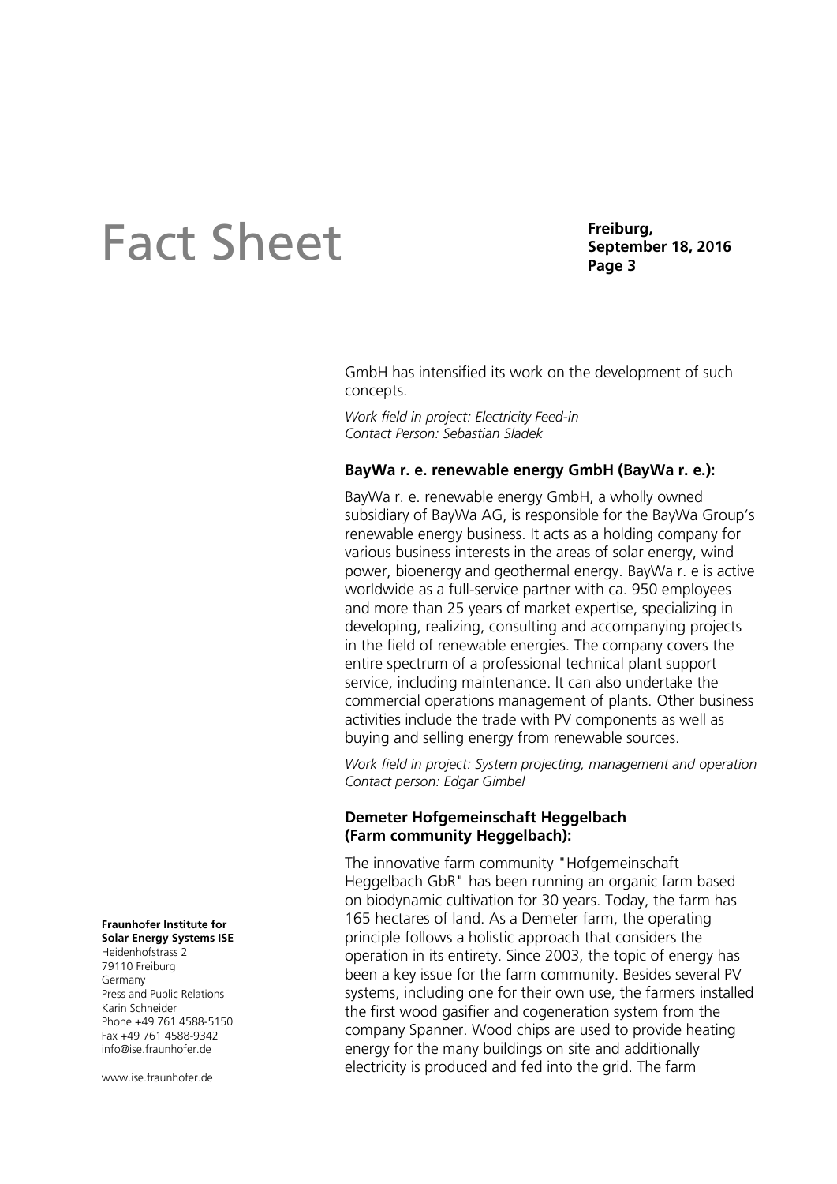GmbH has intensified its work on the development of such concepts.

*Work field in project: Electricity Feed-in*
*Contact Person: Sebastian Sladek*

**BayWa r. e. renewable energy GmbH (BayWa r. e.):**

BayWa r. e. renewable energy GmbH, a wholly owned subsidiary of BayWa AG, is responsible for the BayWa Group's renewable energy business. It acts as a holding company for various business interests in the areas of solar energy, wind power, bioenergy and geothermal energy. BayWa r. e is active worldwide as a full-service partner with ca. 950 employees and more than 25 years of market expertise, specializing in developing, realizing, consulting and accompanying projects in the field of renewable energies. The company covers the entire spectrum of a professional technical plant support service, including maintenance. It can also undertake the commercial operations management of plants. Other business activities include the trade with PV components as well as buying and selling energy from renewable sources.

*Work field in project: System projecting, management and operation*
*Contact person: Edgar Gimbel*

**Demeter Hofgemeinschaft Heggelbach (Farm community Heggelbach):**

The innovative farm community "Hofgemeinschaft Heggelbach GbR" has been running an organic farm based on biodynamic cultivation for 30 years. Today, the farm has 165 hectares of land. As a Demeter farm, the operating principle follows a holistic approach that considers the operation in its entirety. Since 2003, the topic of energy has been a key issue for the farm community. Besides several PV systems, including one for their own use, the farmers installed the first wood gasifier and cogeneration system from the company Spanner. Wood chips are used to provide heating energy for the many buildings on site and additionally electricity is produced and fed into the grid. The farm

**Fraunhofer Institute for Solar Energy Systems ISE**
Heidenhofstrass 2
79110 Freiburg
Germany
Press and Public Relations
Karin Schneider
Phone +49 761 4588-5150
Fax +49 761 4588-9342
info@ise.fraunhofer.de

www.ise.fraunhofer.de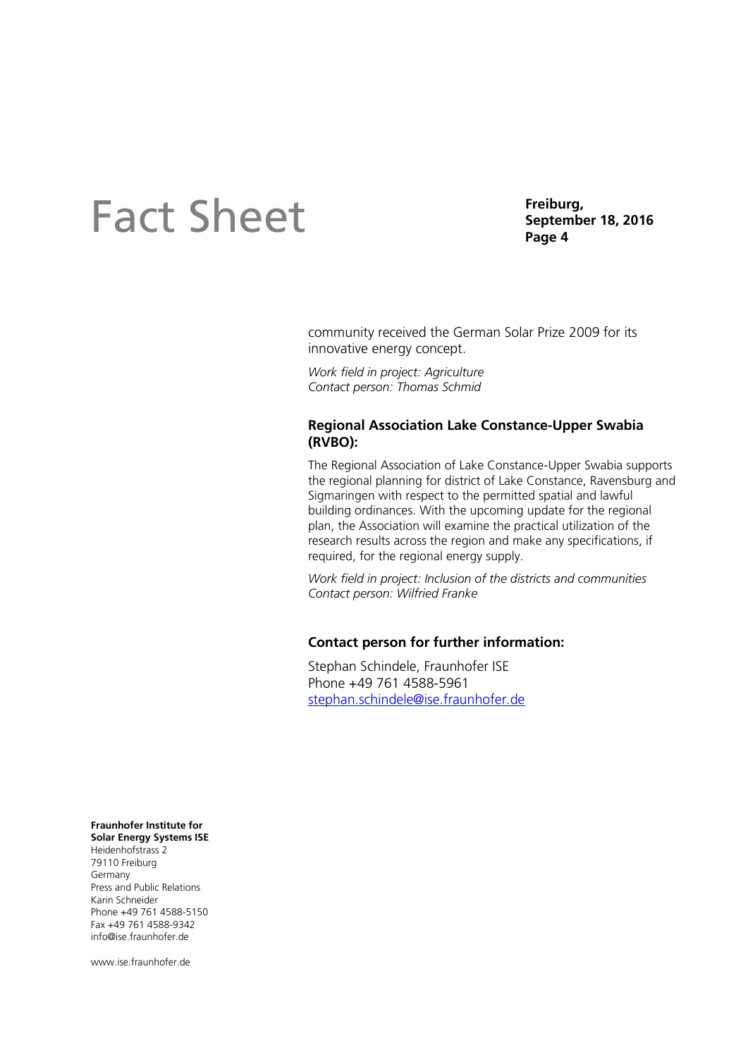community received the German Solar Prize 2009 for its innovative energy concept.

*Work field in project: Agriculture*
*Contact person: Thomas Schmid*

### Regional Association Lake Constance-Upper Swabia (RVBO):

The Regional Association of Lake Constance-Upper Swabia supports the regional planning for district of Lake Constance, Ravensburg and Sigmaringen with respect to the permitted spatial and lawful building ordinances. With the upcoming update for the regional plan, the Association will examine the practical utilization of the research results across the region and make any specifications, if required, for the regional energy supply.

*Work field in project: Inclusion of the districts and communities*
*Contact person: Wilfried Franke*

### Contact person for further information:

Stephan Schindele, Fraunhofer ISE
Phone +49 761 4588-5961
stephan.schindele@ise.fraunhofer.de

**Fraunhofer Institute for Solar Energy Systems ISE**
Heidenhofstrass 2
79110 Freiburg
Germany
Press and Public Relations
Karin Schneider
Phone +49 761 4588-5150
Fax +49 761 4588-9342
info@ise.fraunhofer.de

www.ise.fraunhofer.de